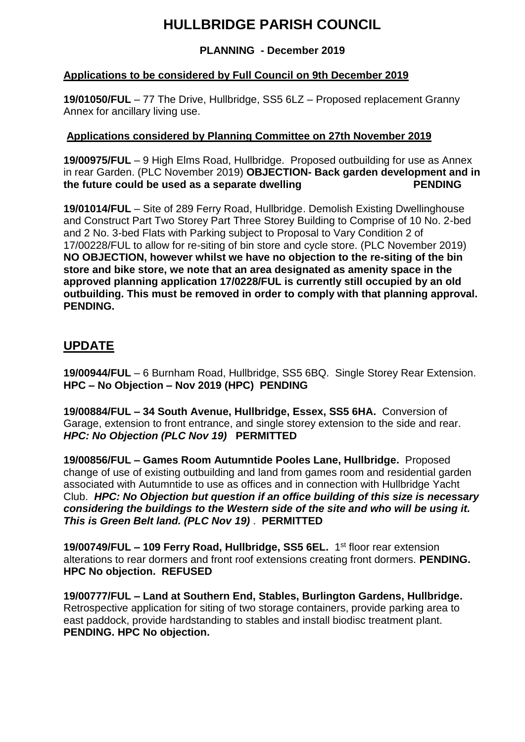# HULLBRIDGE PARISH COUNCIL

**PLANNING - December 2019**

## Applications to be considered by Full Council on 9th December 2019

**19/01050/FUL** – 77 The Drive, Hullbridge, SS5 6LZ – Proposed replacement Granny Annex for ancillary living use.

## Applications considered by Planning Committee on 27th November 2019

**19/00975/FUL** – 9 High Elms Road, Hullbridge. Proposed outbuilding for use as Annex in rear Garden. (PLC November 2019) **OBJECTION- Back garden development and in the future could be used as a separate dwelling PENDING**

**19/01014/FUL** – Site of 289 Ferry Road, Hullbridge. Demolish Existing Dwellinghouse and Construct Part Two Storey Part Three Storey Building to Comprise of 10 No. 2-bed and 2 No. 3-bed Flats with Parking subject to Proposal to Vary Condition 2 of 17/00228/FUL to allow for re-siting of bin store and cycle store. (PLC November 2019) **NO OBJECTION, however whilst we have no objection to the re-siting of the bin store and bike store, we note that an area designated as amenity space in the approved planning application 17/0228/FUL is currently still occupied by an old outbuilding. This must be removed in order to comply with that planning approval. PENDING.**

## UPDATE

**19/00944/FUL** – 6 Burnham Road, Hullbridge, SS5 6BQ. Single Storey Rear Extension. **HPC – No Objection – Nov 2019 (HPC) PENDING**

**19/00884/FUL – 34 South Avenue, Hullbridge, Essex, SS5 6HA.** Conversion of Garage, extension to front entrance, and single storey extension to the side and rear. ***HPC: No Objection (PLC Nov 19)*** **PERMITTED**

**19/00856/FUL – Games Room Autumntide Pooles Lane, Hullbridge.** Proposed change of use of existing outbuilding and land from games room and residential garden associated with Autumntide to use as offices and in connection with Hullbridge Yacht Club. ***HPC: No Objection but question if an office building of this size is necessary considering the buildings to the Western side of the site and who will be using it. This is Green Belt land. (PLC Nov 19)*** . **PERMITTED**

**19/00749/FUL – 109 Ferry Road, Hullbridge, SS5 6EL.** 1st floor rear extension alterations to rear dormers and front roof extensions creating front dormers. **PENDING. HPC No objection. REFUSED**

**19/00777/FUL – Land at Southern End, Stables, Burlington Gardens, Hullbridge.** Retrospective application for siting of two storage containers, provide parking area to east paddock, provide hardstanding to stables and install biodisc treatment plant. **PENDING. HPC No objection.**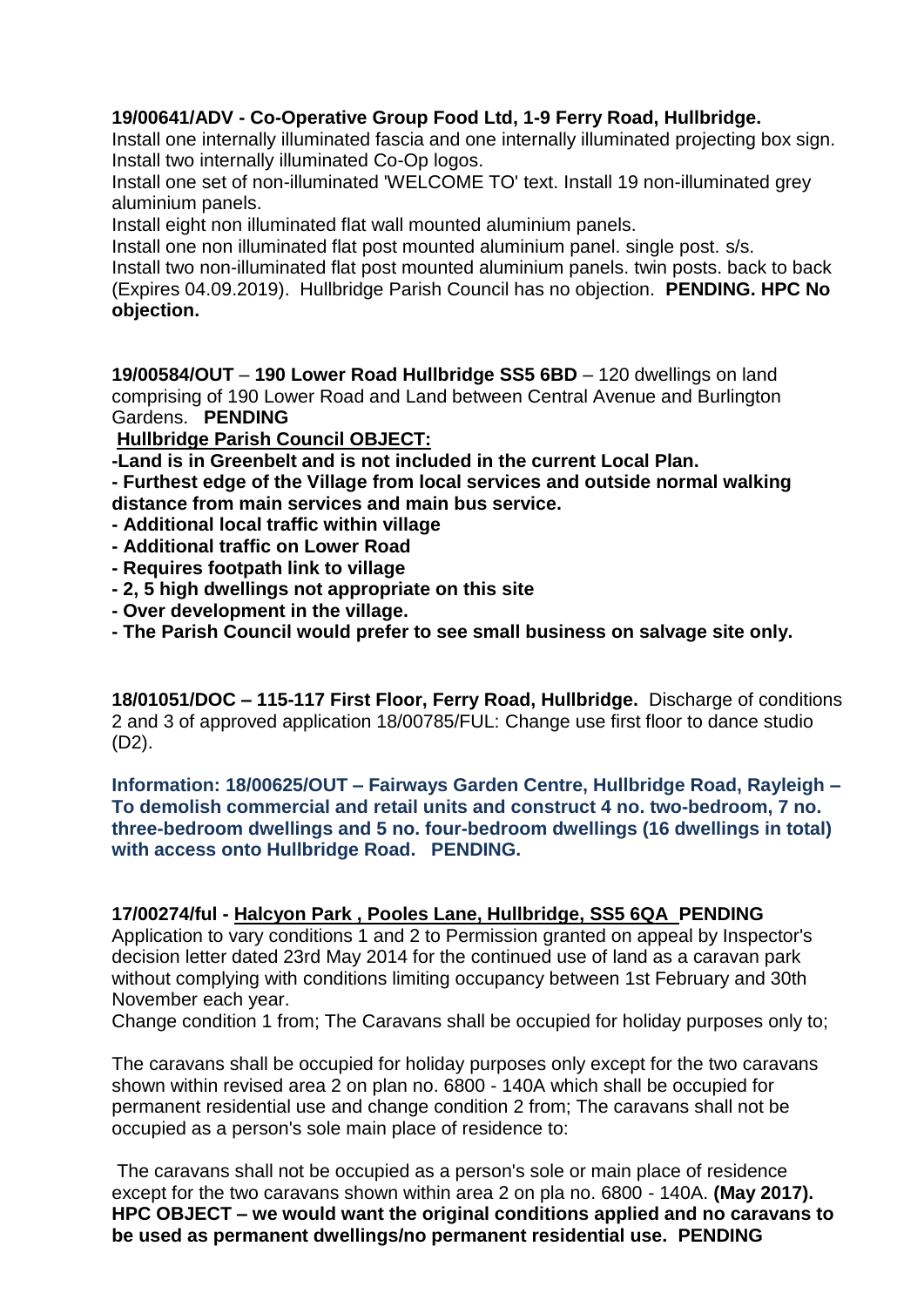**19/00641/ADV - Co-Operative Group Food Ltd, 1-9 Ferry Road, Hullbridge.**
Install one internally illuminated fascia and one internally illuminated projecting box sign. Install two internally illuminated Co-Op logos.
Install one set of non-illuminated 'WELCOME TO' text. Install 19 non-illuminated grey aluminium panels.
Install eight non illuminated flat wall mounted aluminium panels.
Install one non illuminated flat post mounted aluminium panel. single post. s/s.
Install two non-illuminated flat post mounted aluminium panels. twin posts. back to back (Expires 04.09.2019). Hullbridge Parish Council has no objection. **PENDING. HPC No objection.**

**19/00584/OUT** – **190 Lower Road Hullbridge SS5 6BD** – 120 dwellings on land comprising of 190 Lower Road and Land between Central Avenue and Burlington Gardens. **PENDING**

**Hullbridge Parish Council OBJECT:**

**-Land is in Greenbelt and is not included in the current Local Plan.**
**- Furthest edge of the Village from local services and outside normal walking distance from main services and main bus service.**
**- Additional local traffic within village**
**- Additional traffic on Lower Road**
**- Requires footpath link to village**
**- 2, 5 high dwellings not appropriate on this site**
**- Over development in the village.**
**- The Parish Council would prefer to see small business on salvage site only.**

**18/01051/DOC – 115-117 First Floor, Ferry Road, Hullbridge.** Discharge of conditions 2 and 3 of approved application 18/00785/FUL: Change use first floor to dance studio (D2).

**Information: 18/00625/OUT – Fairways Garden Centre, Hullbridge Road, Rayleigh – To demolish commercial and retail units and construct 4 no. two-bedroom, 7 no. three-bedroom dwellings and 5 no. four-bedroom dwellings (16 dwellings in total) with access onto Hullbridge Road. PENDING.**

**17/00274/ful - Halcyon Park , Pooles Lane, Hullbridge, SS5 6QA PENDING**
Application to vary conditions 1 and 2 to Permission granted on appeal by Inspector's decision letter dated 23rd May 2014 for the continued use of land as a caravan park without complying with conditions limiting occupancy between 1st February and 30th November each year.
Change condition 1 from; The Caravans shall be occupied for holiday purposes only to;

The caravans shall be occupied for holiday purposes only except for the two caravans shown within revised area 2 on plan no. 6800 - 140A which shall be occupied for permanent residential use and change condition 2 from; The caravans shall not be occupied as a person's sole main place of residence to:

The caravans shall not be occupied as a person's sole or main place of residence except for the two caravans shown within area 2 on pla no. 6800 - 140A. **(May 2017). HPC OBJECT – we would want the original conditions applied and no caravans to be used as permanent dwellings/no permanent residential use. PENDING**